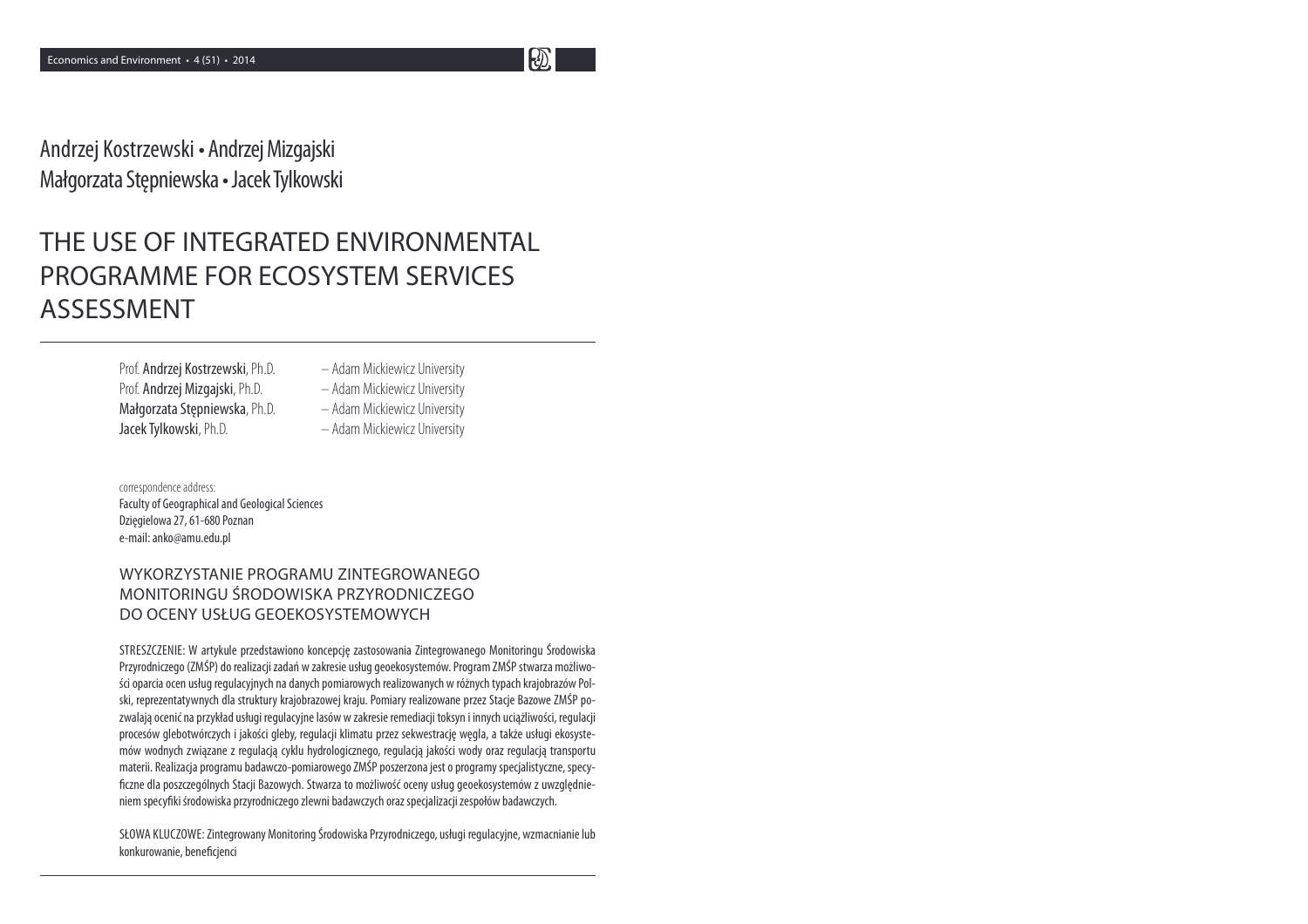Andrzej Kostrzewski • Andrzej Mizgajski
Małgorzata Stępniewska • Jacek Tylkowski

# THE USE OF INTEGRATED ENVIRONMENTAL PROGRAMME FOR ECOSYSTEM SERVICES ASSESSMENT

Prof. **Andrzej Kostrzewski**, Ph.D. – Adam Mickiewicz University
Prof. **Andrzej Mizgajski**, Ph.D. – Adam Mickiewicz University
**Małgorzata Stępniewska**, Ph.D. – Adam Mickiewicz University
**Jacek Tylkowski**, Ph.D. – Adam Mickiewicz University

correspondence address:
Faculty of Geographical and Geological Sciences
Dzięgielowa 27, 61-680 Poznan
e-mail: anko@amu.edu.pl

## WYKORZYSTANIE PROGRAMU ZINTEGROWANEGO MONITORINGU ŚRODOWISKA PRZYRODNICZEGO DO OCENY USŁUG GEOEKOSYSTEMOWYCH

STRESZCZENIE: W artykule przedstawiono koncepcję zastosowania Zintegrowanego Monitoringu Środowiska Przyrodniczego (ZMŚP) do realizacji zadań w zakresie usług geoekosystemów. Program ZMŚP stwarza możliwości oparcia ocen usług regulacyjnych na danych pomiarowych realizowanych w różnych typach krajobrazów Polski, reprezentatywnych dla struktury krajobrazowej kraju. Pomiary realizowane przez Stacje Bazowe ZMŚP pozwalają ocenić na przykład usługi regulacyjne lasów w zakresie remediacji toksyn i innych uciążliwości, regulacji procesów glebotwórczych i jakości gleby, regulacji klimatu przez sekwestrację węgla, a także usługi ekosystemów wodnych związane z regulacją cyklu hydrologicznego, regulacją jakości wody oraz regulacją transportu materii. Realizacja programu badawczo-pomiarowego ZMŚP poszerzona jest o programy specjalistyczne, specyficzne dla poszczególnych Stacji Bazowych. Stwarza to możliwość oceny usług geoekosystemów z uwzględnieniem specyfiki środowiska przyrodniczego zlewni badawczych oraz specjalizacji zespołów badawczych.

SŁOWA KLUCZOWE: Zintegrowany Monitoring Środowiska Przyrodniczego, usługi regulacyjne, wzmacnianie lub konkurowanie, beneficjenci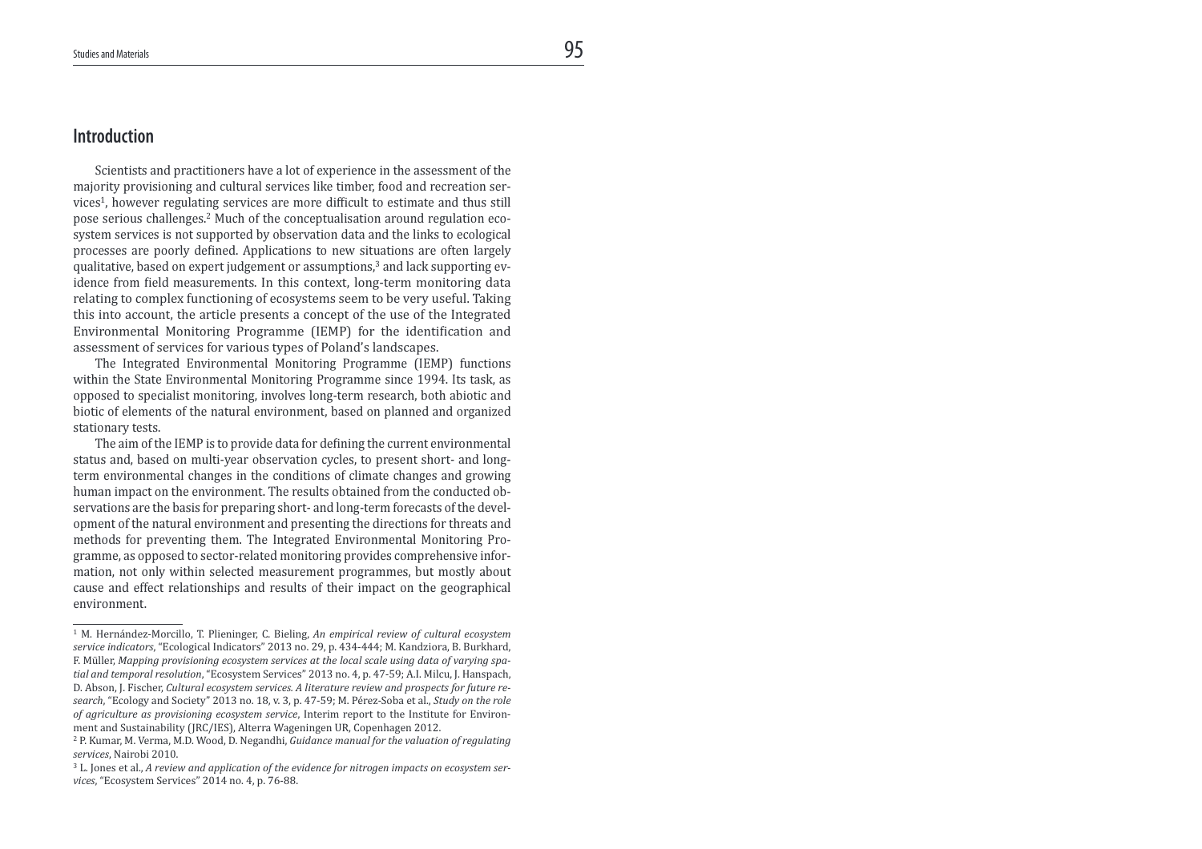## Introduction

Scientists and practitioners have a lot of experience in the assessment of the majority provisioning and cultural services like timber, food and recreation services[1], however regulating services are more difficult to estimate and thus still pose serious challenges.[2] Much of the conceptualisation around regulation ecosystem services is not supported by observation data and the links to ecological processes are poorly defined. Applications to new situations are often largely qualitative, based on expert judgement or assumptions,[3] and lack supporting evidence from field measurements. In this context, long-term monitoring data relating to complex functioning of ecosystems seem to be very useful. Taking this into account, the article presents a concept of the use of the Integrated Environmental Monitoring Programme (IEMP) for the identification and assessment of services for various types of Poland's landscapes.

The Integrated Environmental Monitoring Programme (IEMP) functions within the State Environmental Monitoring Programme since 1994. Its task, as opposed to specialist monitoring, involves long-term research, both abiotic and biotic of elements of the natural environment, based on planned and organized stationary tests.

The aim of the IEMP is to provide data for defining the current environmental status and, based on multi-year observation cycles, to present short- and long-term environmental changes in the conditions of climate changes and growing human impact on the environment. The results obtained from the conducted observations are the basis for preparing short- and long-term forecasts of the development of the natural environment and presenting the directions for threats and methods for preventing them. The Integrated Environmental Monitoring Programme, as opposed to sector-related monitoring provides comprehensive information, not only within selected measurement programmes, but mostly about cause and effect relationships and results of their impact on the geographical environment.

---

[1] M. Hernández-Morcillo, T. Plieninger, C. Bieling, *An empirical review of cultural ecosystem service indicators*, "Ecological Indicators" 2013 no. 29, p. 434-444; M. Kandziora, B. Burkhard, F. Müller, *Mapping provisioning ecosystem services at the local scale using data of varying spatial and temporal resolution*, "Ecosystem Services" 2013 no. 4, p. 47-59; A.I. Milcu, J. Hanspach, D. Abson, J. Fischer, *Cultural ecosystem services. A literature review and prospects for future research*, "Ecology and Society" 2013 no. 18, v. 3, p. 47-59; M. Pérez-Soba et al., *Study on the role of agriculture as provisioning ecosystem service*, Interim report to the Institute for Environment and Sustainability (JRC/IES), Alterra Wageningen UR, Copenhagen 2012.

[2] P. Kumar, M. Verma, M.D. Wood, D. Negandhi, *Guidance manual for the valuation of regulating services*, Nairobi 2010.

[3] L. Jones et al., *A review and application of the evidence for nitrogen impacts on ecosystem services*, "Ecosystem Services" 2014 no. 4, p. 76-88.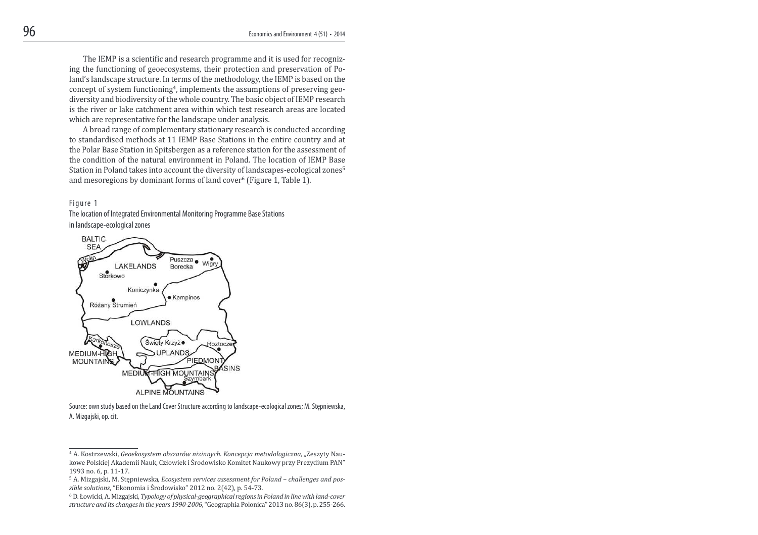The IEMP is a scientific and research programme and it is used for recognizing the functioning of geoecosystems, their protection and preservation of Poland's landscape structure. In terms of the methodology, the IEMP is based on the concept of system functioning[4], implements the assumptions of preserving geodiversity and biodiversity of the whole country. The basic object of IEMP research is the river or lake catchment area within which test research areas are located which are representative for the landscape under analysis.

A broad range of complementary stationary research is conducted according to standardised methods at 11 IEMP Base Stations in the entire country and at the Polar Base Station in Spitsbergen as a reference station for the assessment of the condition of the natural environment in Poland. The location of IEMP Base Station in Poland takes into account the diversity of landscapes-ecological zones[5] and mesoregions by dominant forms of land cover[6] (Figure 1, Table 1).

Figure 1

The location of Integrated Environmental Monitoring Programme Base Stations in landscape-ecological zones

Source: own study based on the Land Cover Structure according to landscape-ecological zones; M. Stępniewska, A. Mizgajski, op. cit.

---

[4] A. Kostrzewski, *Geoekosystem obszarów nizinnych. Koncepcja metodologiczna*, „Zeszyty Naukowe Polskiej Akademii Nauk, Człowiek i Środowisko Komitet Naukowy przy Prezydium PAN" 1993 no. 6, p. 11-17.

[5] A. Mizgajski, M. Stępniewska, *Ecosystem services assessment for Poland – challenges and possible solutions*, "Ekonomia i Środowisko" 2012 no. 2(42), p. 54-73.

[6] D. Łowicki, A. Mizgajski, *Typology of physical-geographical regions in Poland in line with land-cover structure and its changes in the years 1990-2006*, "Geographia Polonica" 2013 no. 86(3), p. 255-266.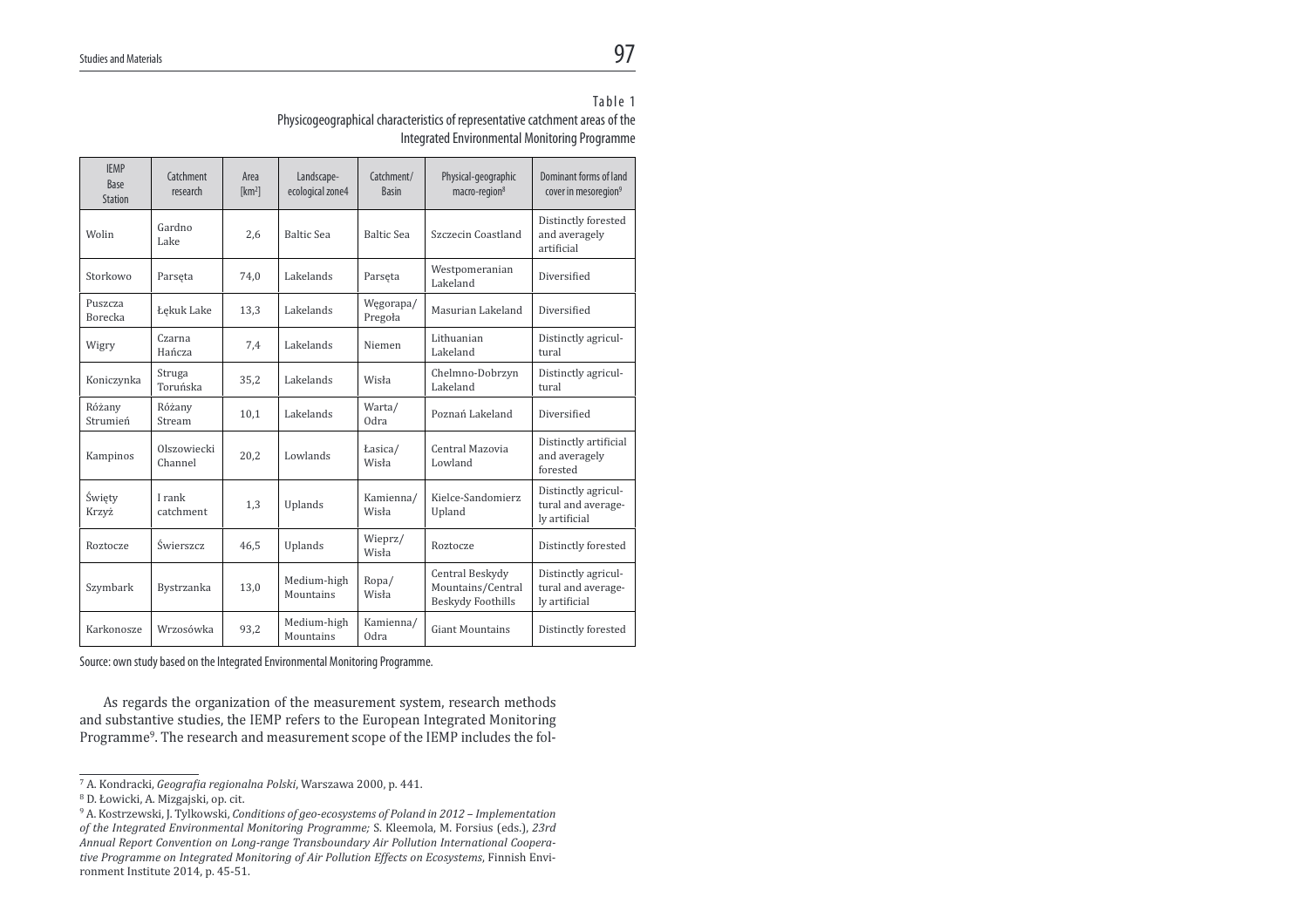Table 1

Physicogeographical characteristics of representative catchment areas of the Integrated Environmental Monitoring Programme

| IEMP Base Station | Catchment research | Area [km$^2$] | Landscape-ecological zone4 | Catchment/ Basin | Physical-geographic macro-region[8] | Dominant forms of land cover in mesoregion[9] |
|---|---|---|---|---|---|---|
| Wolin | Gardno Lake | 2,6 | Baltic Sea | Baltic Sea | Szczecin Coastland | Distinctly forested and averagely artificial |
| Storkowo | Parsęta | 74,0 | Lakelands | Parsęta | Westpomeranian Lakeland | Diversified |
| Puszcza Borecka | Łękuk Lake | 13,3 | Lakelands | Węgorapa/ Pregoła | Masurian Lakeland | Diversified |
| Wigry | Czarna Hańcza | 7,4 | Lakelands | Niemen | Lithuanian Lakeland | Distinctly agricultural |
| Koniczynka | Struga Toruńska | 35,2 | Lakelands | Wisła | Chelmno-Dobrzyn Lakeland | Distinctly agricultural |
| Różany Strumień | Różany Stream | 10,1 | Lakelands | Warta/ Odra | Poznań Lakeland | Diversified |
| Kampinos | Olszowiecki Channel | 20,2 | Lowlands | Łasica/ Wisła | Central Mazovia Lowland | Distinctly artificial and averagely forested |
| Święty Krzyż | I rank catchment | 1,3 | Uplands | Kamienna/ Wisła | Kielce-Sandomierz Upland | Distinctly agricultural and averagely artificial |
| Roztocze | Świerszcz | 46,5 | Uplands | Wieprz/ Wisła | Roztocze | Distinctly forested |
| Szymbark | Bystrzanka | 13,0 | Medium-high Mountains | Ropa/ Wisła | Central Beskydy Mountains/Central Beskydy Foothills | Distinctly agricultural and averagely artificial |
| Karkonosze | Wrzosówka | 93,2 | Medium-high Mountains | Kamienna/ Odra | Giant Mountains | Distinctly forested |

Source: own study based on the Integrated Environmental Monitoring Programme.

As regards the organization of the measurement system, research methods and substantive studies, the IEMP refers to the European Integrated Monitoring Programme[9]. The research and measurement scope of the IEMP includes the fol-

---

[7] A. Kondracki, *Geografia regionalna Polski*, Warszawa 2000, p. 441.

[8] D. Łowicki, A. Mizgajski, op. cit.

[9] A. Kostrzewski, J. Tylkowski, *Conditions of geo-ecosystems of Poland in 2012 – Implementation of the Integrated Environmental Monitoring Programme;* S. Kleemola, M. Forsius (eds.), *23rd Annual Report Convention on Long-range Transboundary Air Pollution International Cooperative Programme on Integrated Monitoring of Air Pollution Effects on Ecosystems*, Finnish Environment Institute 2014, p. 45-51.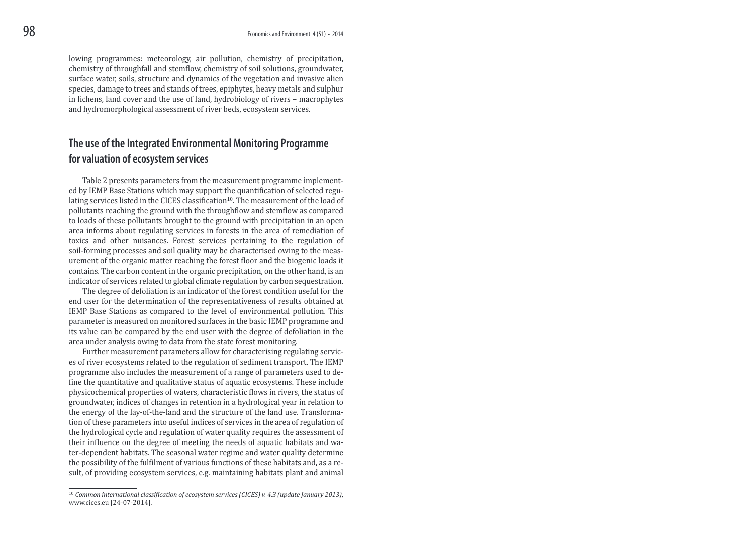lowing programmes: meteorology, air pollution, chemistry of precipitation, chemistry of throughfall and stemflow, chemistry of soil solutions, groundwater, surface water, soils, structure and dynamics of the vegetation and invasive alien species, damage to trees and stands of trees, epiphytes, heavy metals and sulphur in lichens, land cover and the use of land, hydrobiology of rivers – macrophytes and hydromorphological assessment of river beds, ecosystem services.

## The use of the Integrated Environmental Monitoring Programme for valuation of ecosystem services

Table 2 presents parameters from the measurement programme implemented by IEMP Base Stations which may support the quantification of selected regulating services listed in the CICES classification[10]. The measurement of the load of pollutants reaching the ground with the throughflow and stemflow as compared to loads of these pollutants brought to the ground with precipitation in an open area informs about regulating services in forests in the area of remediation of toxics and other nuisances. Forest services pertaining to the regulation of soil-forming processes and soil quality may be characterised owing to the measurement of the organic matter reaching the forest floor and the biogenic loads it contains. The carbon content in the organic precipitation, on the other hand, is an indicator of services related to global climate regulation by carbon sequestration.

The degree of defoliation is an indicator of the forest condition useful for the end user for the determination of the representativeness of results obtained at IEMP Base Stations as compared to the level of environmental pollution. This parameter is measured on monitored surfaces in the basic IEMP programme and its value can be compared by the end user with the degree of defoliation in the area under analysis owing to data from the state forest monitoring.

Further measurement parameters allow for characterising regulating services of river ecosystems related to the regulation of sediment transport. The IEMP programme also includes the measurement of a range of parameters used to define the quantitative and qualitative status of aquatic ecosystems. These include physicochemical properties of waters, characteristic flows in rivers, the status of groundwater, indices of changes in retention in a hydrological year in relation to the energy of the lay-of-the-land and the structure of the land use. Transformation of these parameters into useful indices of services in the area of regulation of the hydrological cycle and regulation of water quality requires the assessment of their influence on the degree of meeting the needs of aquatic habitats and water-dependent habitats. The seasonal water regime and water quality determine the possibility of the fulfilment of various functions of these habitats and, as a result, of providing ecosystem services, e.g. maintaining habitats plant and animal

[10] *Common international classification of ecosystem services (CICES) v. 4.3 (update January 2013)*, www.cices.eu [24-07-2014].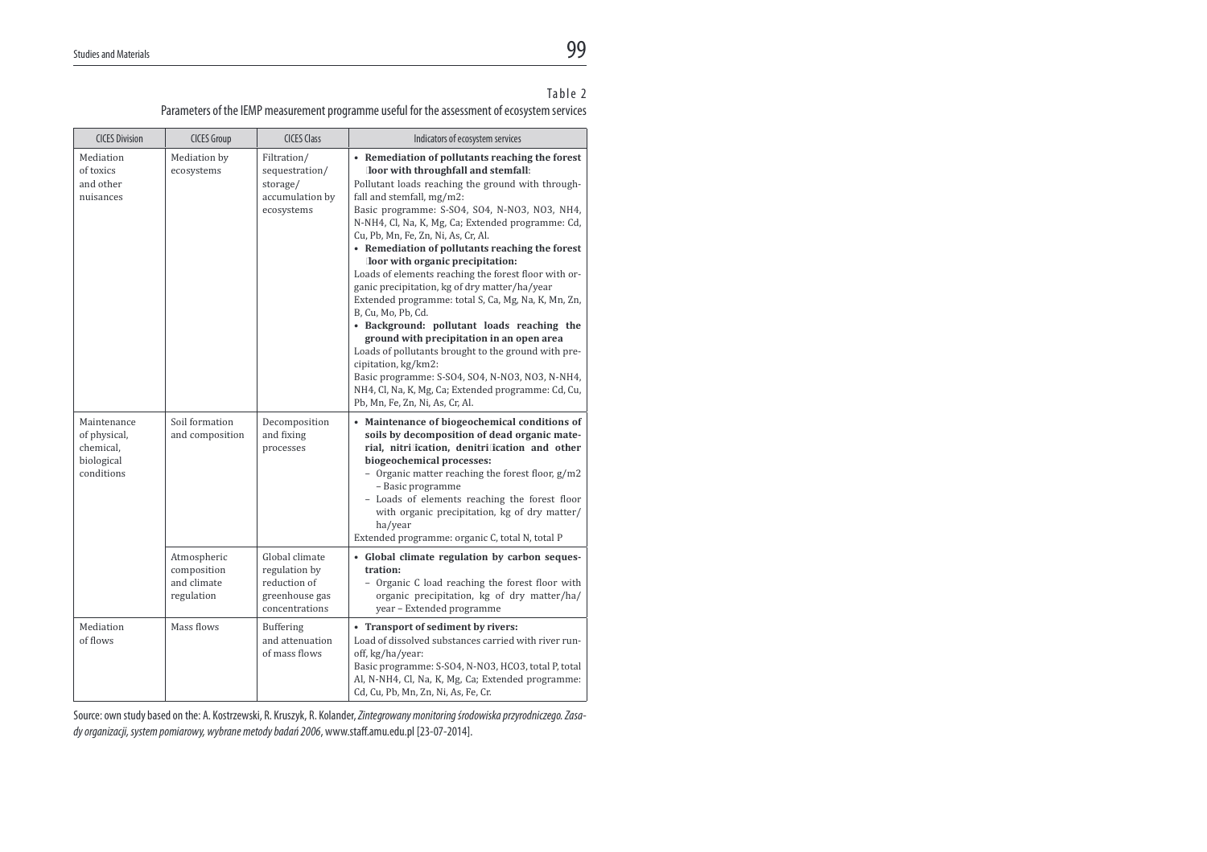Table 2

Parameters of the IEMP measurement programme useful for the assessment of ecosystem services

| CICES Division | CICES Group | CICES Class | Indicators of ecosystem services |
|---|---|---|---|
| Mediation of toxics and other nuisances | Mediation by ecosystems | Filtration/ sequestration/ storage/ accumulation by ecosystems | • **Remediation of pollutants reaching the forest floor with throughfall and stemfall**: Pollutant loads reaching the ground with throughfall and stemfall, mg/m2: Basic programme: S-SO4, SO4, N-NO3, NO3, NH4, N-NH4, Cl, Na, K, Mg, Ca; Extended programme: Cd, Cu, Pb, Mn, Fe, Zn, Ni, As, Cr, Al. • **Remediation of pollutants reaching the forest floor with organic precipitation:** Loads of elements reaching the forest floor with organic precipitation, kg of dry matter/ha/year Extended programme: total S, Ca, Mg, Na, K, Mn, Zn, B, Cu, Mo, Pb, Cd. • **Background: pollutant loads reaching the ground with precipitation in an open area** Loads of pollutants brought to the ground with precipitation, kg/km2: Basic programme: S-SO4, SO4, N-NO3, NO3, N-NH4, NH4, Cl, Na, K, Mg, Ca; Extended programme: Cd, Cu, Pb, Mn, Fe, Zn, Ni, As, Cr, Al. |
| Maintenance of physical, chemical, biological conditions | Soil formation and composition | Decomposition and fixing processes | • **Maintenance of biogeochemical conditions of soils by decomposition of dead organic material, nitrification, denitrification and other biogeochemical processes:** – Organic matter reaching the forest floor, g/m2 – Basic programme – Loads of elements reaching the forest floor with organic precipitation, kg of dry matter/ ha/year Extended programme: organic C, total N, total P |
| | Atmospheric composition and climate regulation | Global climate regulation by reduction of greenhouse gas concentrations | • **Global climate regulation by carbon sequestration:** – Organic C load reaching the forest floor with organic precipitation, kg of dry matter/ha/ year – Extended programme |
| Mediation of flows | Mass flows | Buffering and attenuation of mass flows | • **Transport of sediment by rivers:** Load of dissolved substances carried with river runoff, kg/ha/year: Basic programme: S-SO4, N-NO3, HCO3, total P, total Al, N-NH4, Cl, Na, K, Mg, Ca; Extended programme: Cd, Cu, Pb, Mn, Zn, Ni, As, Fe, Cr. |

Source: own study based on the: A. Kostrzewski, R. Kruszyk, R. Kolander, *Zintegrowany monitoring środowiska przyrodniczego. Zasady organizacji, system pomiarowy, wybrane metody badań 2006*, www.staff.amu.edu.pl [23-07-2014].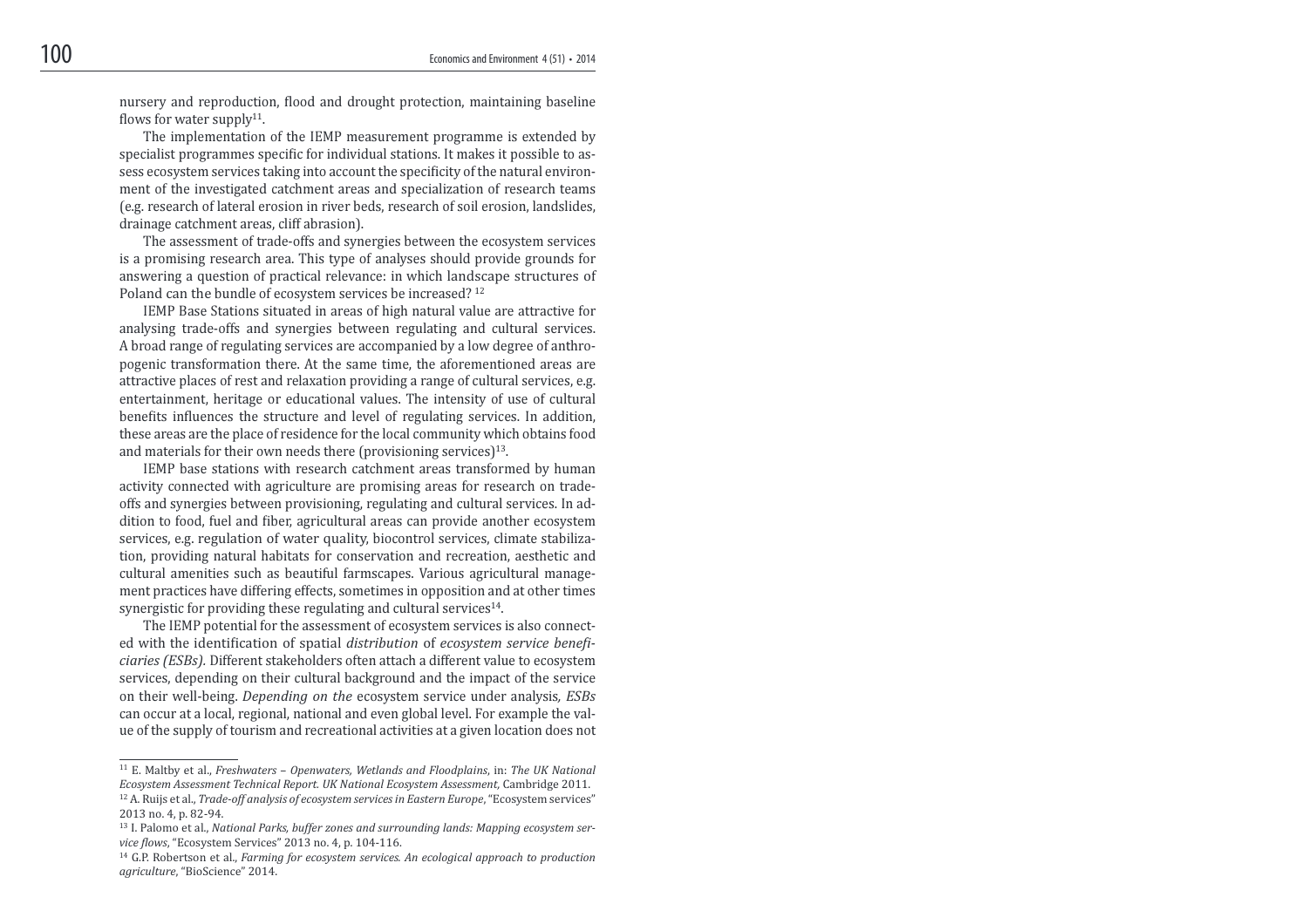nursery and reproduction, flood and drought protection, maintaining baseline flows for water supply[11].

The implementation of the IEMP measurement programme is extended by specialist programmes specific for individual stations. It makes it possible to assess ecosystem services taking into account the specificity of the natural environment of the investigated catchment areas and specialization of research teams (e.g. research of lateral erosion in river beds, research of soil erosion, landslides, drainage catchment areas, cliff abrasion).

The assessment of trade-offs and synergies between the ecosystem services is a promising research area. This type of analyses should provide grounds for answering a question of practical relevance: in which landscape structures of Poland can the bundle of ecosystem services be increased? [12]

IEMP Base Stations situated in areas of high natural value are attractive for analysing trade-offs and synergies between regulating and cultural services. A broad range of regulating services are accompanied by a low degree of anthropogenic transformation there. At the same time, the aforementioned areas are attractive places of rest and relaxation providing a range of cultural services, e.g. entertainment, heritage or educational values. The intensity of use of cultural benefits influences the structure and level of regulating services. In addition, these areas are the place of residence for the local community which obtains food and materials for their own needs there (provisioning services)[13].

IEMP base stations with research catchment areas transformed by human activity connected with agriculture are promising areas for research on trade-offs and synergies between provisioning, regulating and cultural services. In addition to food, fuel and fiber, agricultural areas can provide another ecosystem services, e.g. regulation of water quality, biocontrol services, climate stabilization, providing natural habitats for conservation and recreation, aesthetic and cultural amenities such as beautiful farmscapes. Various agricultural management practices have differing effects, sometimes in opposition and at other times synergistic for providing these regulating and cultural services[14].

The IEMP potential for the assessment of ecosystem services is also connected with the identification of spatial *distribution* of *ecosystem service beneficiaries (ESBs)*. Different stakeholders often attach a different value to ecosystem services, depending on their cultural background and the impact of the service on their well-being. *Depending on the* ecosystem service under analysis*, ESBs* can occur at a local, regional, national and even global level. For example the value of the supply of tourism and recreational activities at a given location does not

---

[11] E. Maltby et al., *Freshwaters – Openwaters, Wetlands and Floodplains*, in: *The UK National Ecosystem Assessment Technical Report. UK National Ecosystem Assessment,* Cambridge 2011.

[12] A. Ruijs et al., *Trade-off analysis of ecosystem services in Eastern Europe*, "Ecosystem services" 2013 no. 4, p. 82-94.

[13] I. Palomo et al., *National Parks, buffer zones and surrounding lands: Mapping ecosystem service flows*, "Ecosystem Services" 2013 no. 4, p. 104-116.

[14] G.P. Robertson et al., *Farming for ecosystem services. An ecological approach to production agriculture*, "BioScience" 2014.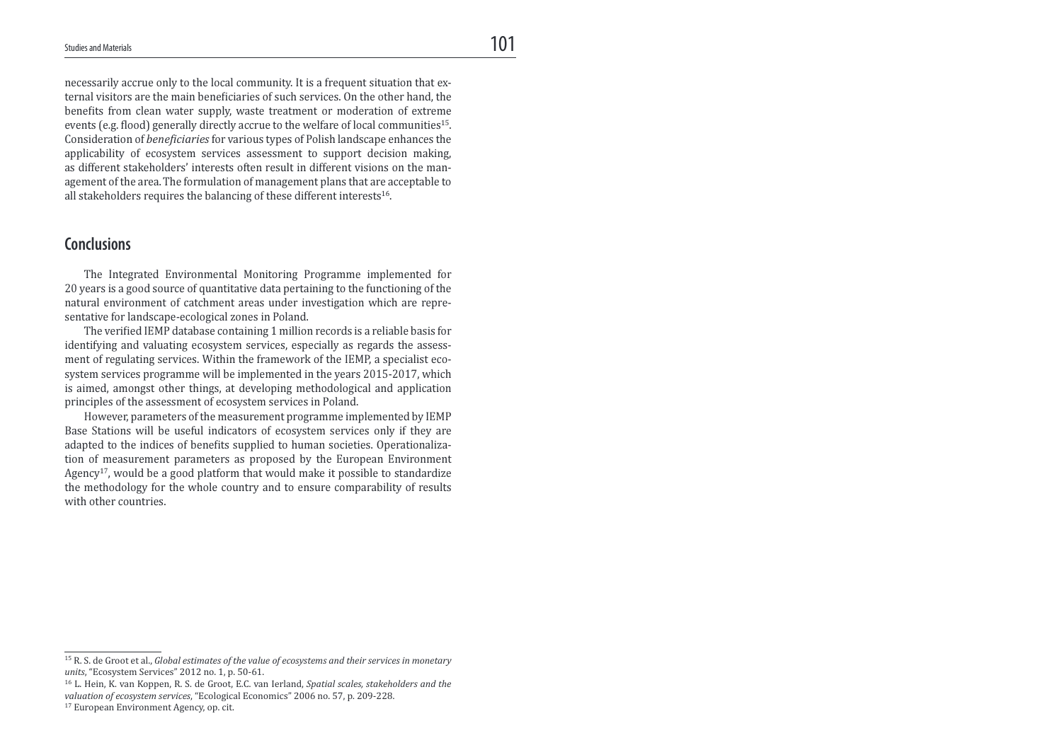necessarily accrue only to the local community. It is a frequent situation that external visitors are the main beneficiaries of such services. On the other hand, the benefits from clean water supply, waste treatment or moderation of extreme events (e.g. flood) generally directly accrue to the welfare of local communities[15]. Consideration of *beneficiaries* for various types of Polish landscape enhances the applicability of ecosystem services assessment to support decision making, as different stakeholders' interests often result in different visions on the management of the area. The formulation of management plans that are acceptable to all stakeholders requires the balancing of these different interests[16].

## Conclusions

The Integrated Environmental Monitoring Programme implemented for 20 years is a good source of quantitative data pertaining to the functioning of the natural environment of catchment areas under investigation which are representative for landscape-ecological zones in Poland.

The verified IEMP database containing 1 million records is a reliable basis for identifying and valuating ecosystem services, especially as regards the assessment of regulating services. Within the framework of the IEMP, a specialist ecosystem services programme will be implemented in the years 2015-2017, which is aimed, amongst other things, at developing methodological and application principles of the assessment of ecosystem services in Poland.

However, parameters of the measurement programme implemented by IEMP Base Stations will be useful indicators of ecosystem services only if they are adapted to the indices of benefits supplied to human societies. Operationalization of measurement parameters as proposed by the European Environment Agency[17], would be a good platform that would make it possible to standardize the methodology for the whole country and to ensure comparability of results with other countries.

---

[15] R. S. de Groot et al., *Global estimates of the value of ecosystems and their services in monetary units*, "Ecosystem Services" 2012 no. 1, p. 50-61.

[16] L. Hein, K. van Koppen, R. S. de Groot, E.C. van Ierland, *Spatial scales, stakeholders and the valuation of ecosystem services*, "Ecological Economics" 2006 no. 57, p. 209-228.

[17] European Environment Agency, op. cit.